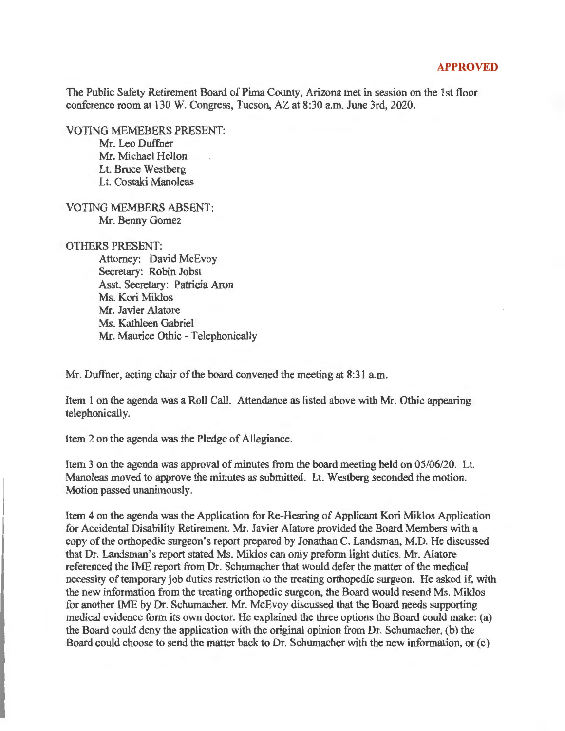**APPROVED**

The Public Safety Retirement Board of Pima County, Arizona met in session on the 1st floor conference room at 130 W. Congress, Tucson, AZ at 8:30 a.m. June 3rd, 2020.

VOTING MEMEBERS PRESENT:

Mr. Leo Duffner
Mr. Michael Hellon
Lt. Bruce Westberg
Lt. Costaki Manoleas

VOTING MEMBERS ABSENT:

Mr. Benny Gomez

OTHERS PRESENT:

Attorney: David McEvoy
Secretary: Robin Jobst
Asst. Secretary: Patricia Aron
Ms. Kori Miklos
Mr. Javier Alatore
Ms. Kathleen Gabriel
Mr. Maurice Othic - Telephonically

Mr. Duffner, acting chair of the board convened the meeting at 8:31 a.m.

Item 1 on the agenda was a Roll Call. Attendance as listed above with Mr. Othic appearing telephonically.

Item 2 on the agenda was the Pledge of Allegiance.

Item 3 on the agenda was approval of minutes from the board meeting held on 05/06/20. Lt. Manoleas moved to approve the minutes as submitted. Lt. Westberg seconded the motion. Motion passed unanimously.

Item 4 on the agenda was the Application for Re-Hearing of Applicant Kori Miklos Application for Accidental Disability Retirement. Mr. Javier Alatore provided the Board Members with a copy of the orthopedic surgeon's report prepared by Jonathan C. Landsman, M.D. He discussed that Dr. Landsman's report stated Ms. Miklos can only preform light duties. Mr. Alatore referenced the IME report from Dr. Schumacher that would defer the matter of the medical necessity of temporary job duties restriction to the treating orthopedic surgeon. He asked if, with the new information from the treating orthopedic surgeon, the Board would resend Ms. Miklos for another IME by Dr. Schumacher. Mr. McEvoy discussed that the Board needs supporting medical evidence form its own doctor. He explained the three options the Board could make: (a) the Board could deny the application with the original opinion from Dr. Schumacher, (b) the Board could choose to send the matter back to Dr. Schumacher with the new information, or (c)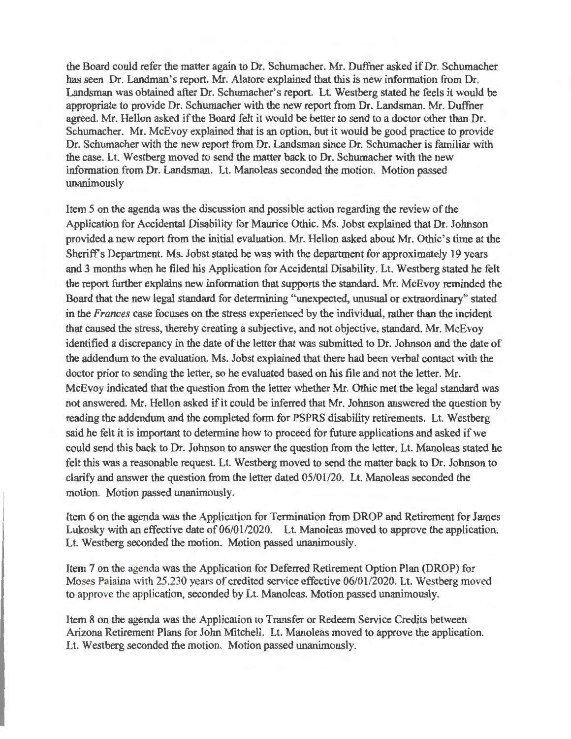the Board could refer the matter again to Dr. Schumacher. Mr. Duffner asked if Dr. Schumacher has seen Dr. Landman's report. Mr. Alatore explained that this is new information from Dr. Landsman was obtained after Dr. Schumacher's report. Lt. Westberg stated he feels it would be appropriate to provide Dr. Schumacher with the new report from Dr. Landsman. Mr. Duffner agreed. Mr. Hellon asked if the Board felt it would be better to send to a doctor other than Dr. Schumacher. Mr. McEvoy explained that is an option, but it would be good practice to provide Dr. Schumacher with the new report from Dr. Landsman since Dr. Schumacher is familiar with the case. Lt. Westberg moved to send the matter back to Dr. Schumacher with the new information from Dr. Landsman. Lt. Manoleas seconded the motion. Motion passed unanimously

Item 5 on the agenda was the discussion and possible action regarding the review of the Application for Accidental Disability for Maurice Othic. Ms. Jobst explained that Dr. Johnson provided a new report from the initial evaluation. Mr. Hellon asked about Mr. Othic's time at the Sheriff's Department. Ms. Jobst stated he was with the department for approximately 19 years and 3 months when he filed his Application for Accidental Disability. Lt. Westberg stated he felt the report further explains new information that supports the standard. Mr. McEvoy reminded the Board that the new legal standard for determining "unexpected, unusual or extraordinary" stated in the *Frances* case focuses on the stress experienced by the individual, rather than the incident that caused the stress, thereby creating a subjective, and not objective, standard. Mr. McEvoy identified a discrepancy in the date of the letter that was submitted to Dr. Johnson and the date of the addendum to the evaluation. Ms. Jobst explained that there had been verbal contact with the doctor prior to sending the letter, so he evaluated based on his file and not the letter. Mr. McEvoy indicated that the question from the letter whether Mr. Othic met the legal standard was not answered. Mr. Hellon asked if it could be inferred that Mr. Johnson answered the question by reading the addendum and the completed form for PSPRS disability retirements. Lt. Westberg said he felt it is important to determine how to proceed for future applications and asked if we could send this back to Dr. Johnson to answer the question from the letter. Lt. Manoleas stated he felt this was a reasonable request. Lt. Westberg moved to send the matter back to Dr. Johnson to clarify and answer the question from the letter dated 05/01/20. Lt. Manoleas seconded the motion. Motion passed unanimously.

Item 6 on the agenda was the Application for Termination from DROP and Retirement for James Lukosky with an effective date of 06/01/2020. Lt. Manoleas moved to approve the application. Lt. Westberg seconded the motion. Motion passed unanimously.

Item 7 on the agenda was the Application for Deferred Retirement Option Plan (DROP) for Moses Paiaina with 25.230 years of credited service effective 06/01/2020. Lt. Westberg moved to approve the application, seconded by Lt. Manoleas. Motion passed unanimously.

Item 8 on the agenda was the Application to Transfer or Redeem Service Credits between Arizona Retirement Plans for John Mitchell. Lt. Manoleas moved to approve the application. Lt. Westberg seconded the motion. Motion passed unanimously.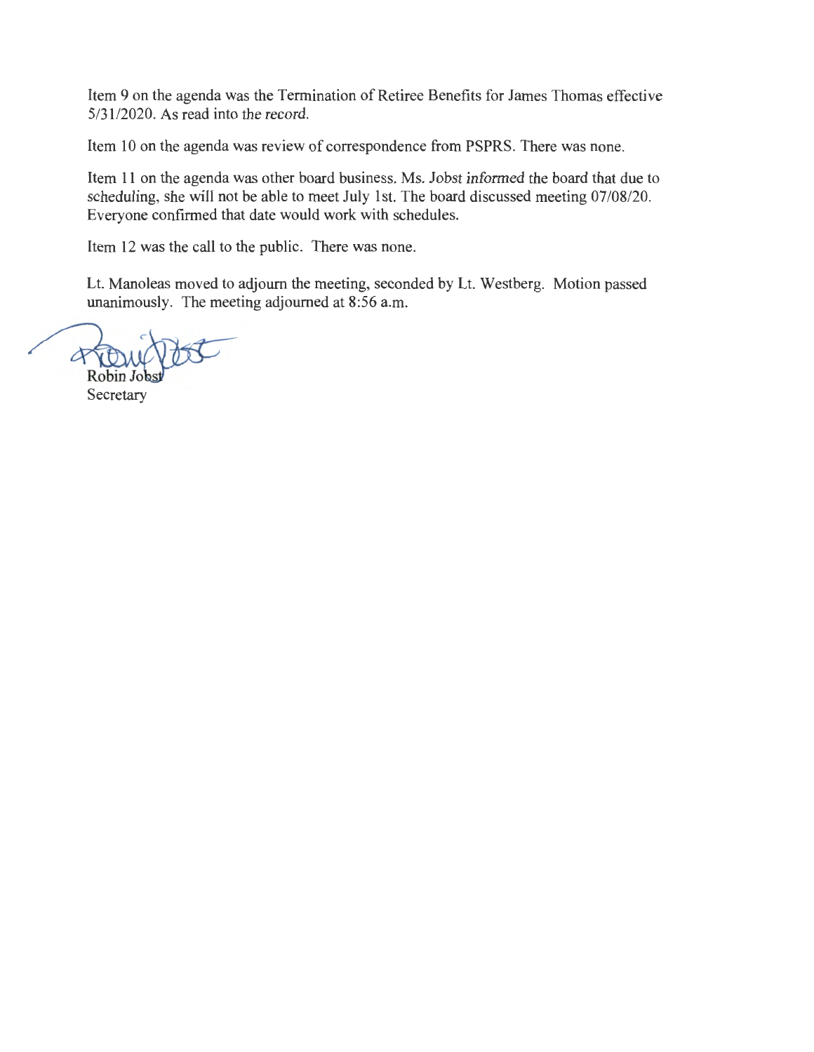Item 9 on the agenda was the Termination of Retiree Benefits for James Thomas effective 5/31/2020. As read into the record.

Item 10 on the agenda was review of correspondence from PSPRS. There was none.

Item 11 on the agenda was other board business. Ms. Jobst informed the board that due to scheduling, she will not be able to meet July 1st. The board discussed meeting 07/08/20. Everyone confirmed that date would work with schedules.

Item 12 was the call to the public. There was none.

Lt. Manoleas moved to adjourn the meeting, seconded by Lt. Westberg. Motion passed unanimously. The meeting adjourned at 8:56 a.m.

Robin Jobst
Secretary